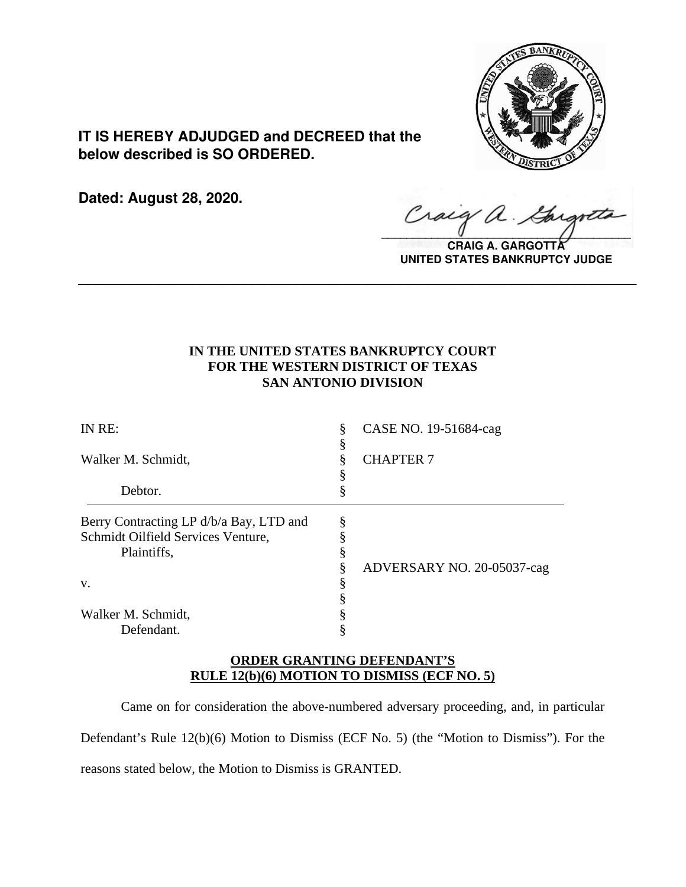**IT IS HEREBY ADJUDGED and DECREED that the below described is SO ORDERED.**

**Dated: August 28, 2020.**

**CRAIG A. GARGOTTA**
**UNITED STATES BANKRUPTCY JUDGE**

---

**IN THE UNITED STATES BANKRUPTCY COURT**
**FOR THE WESTERN DISTRICT OF TEXAS**
**SAN ANTONIO DIVISION**

| | | |
|---|---|---|
| IN RE: | § | CASE NO. 19-51684-cag |
| | § | |
| Walker M. Schmidt, | § | CHAPTER 7 |
| | § | |
| Debtor. | § | |
| Berry Contracting LP d/b/a Bay, LTD and Schmidt Oilfield Services Venture, Plaintiffs, | § | |
| | § | ADVERSARY NO. 20-05037-cag |
| v. | § | |
| | § | |
| Walker M. Schmidt, Defendant. | § | |

**ORDER GRANTING DEFENDANT'S RULE 12(b)(6) MOTION TO DISMISS (ECF NO. 5)**

Came on for consideration the above-numbered adversary proceeding, and, in particular Defendant's Rule 12(b)(6) Motion to Dismiss (ECF No. 5) (the "Motion to Dismiss"). For the reasons stated below, the Motion to Dismiss is GRANTED.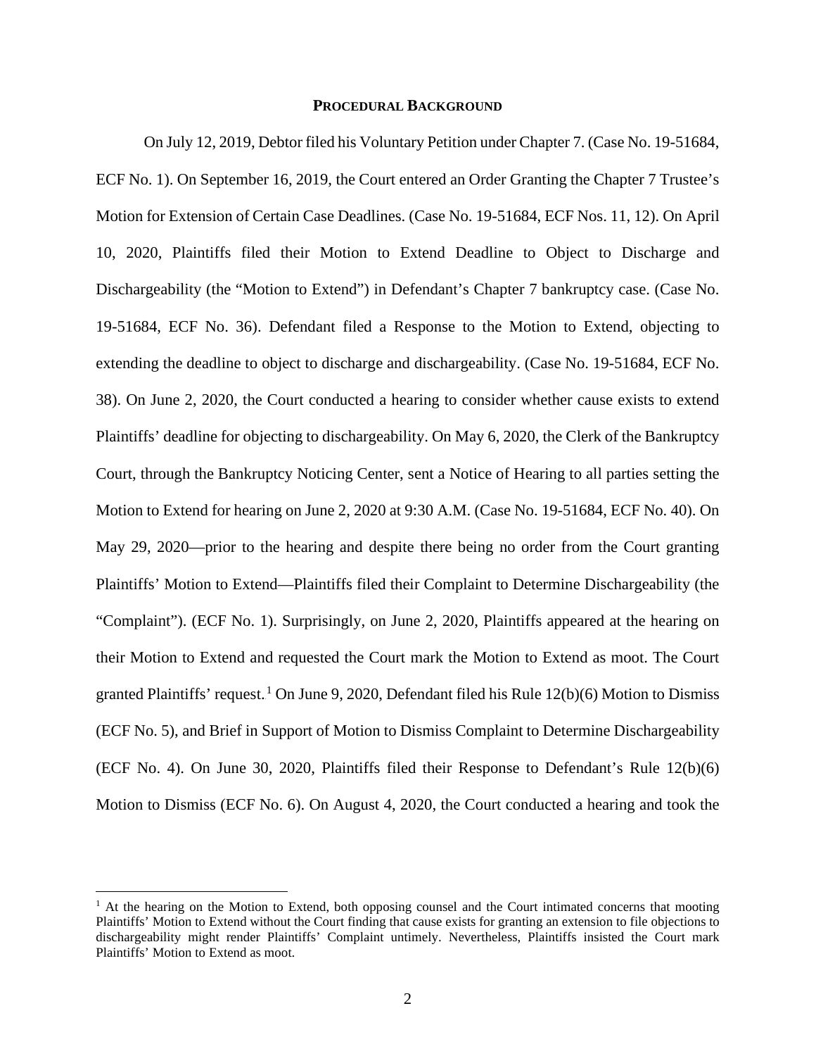## PROCEDURAL BACKGROUND

On July 12, 2019, Debtor filed his Voluntary Petition under Chapter 7. (Case No. 19-51684, ECF No. 1). On September 16, 2019, the Court entered an Order Granting the Chapter 7 Trustee's Motion for Extension of Certain Case Deadlines. (Case No. 19-51684, ECF Nos. 11, 12). On April 10, 2020, Plaintiffs filed their Motion to Extend Deadline to Object to Discharge and Dischargeability (the "Motion to Extend") in Defendant's Chapter 7 bankruptcy case. (Case No. 19-51684, ECF No. 36). Defendant filed a Response to the Motion to Extend, objecting to extending the deadline to object to discharge and dischargeability. (Case No. 19-51684, ECF No. 38). On June 2, 2020, the Court conducted a hearing to consider whether cause exists to extend Plaintiffs' deadline for objecting to dischargeability. On May 6, 2020, the Clerk of the Bankruptcy Court, through the Bankruptcy Noticing Center, sent a Notice of Hearing to all parties setting the Motion to Extend for hearing on June 2, 2020 at 9:30 A.M. (Case No. 19-51684, ECF No. 40). On May 29, 2020—prior to the hearing and despite there being no order from the Court granting Plaintiffs' Motion to Extend—Plaintiffs filed their Complaint to Determine Dischargeability (the "Complaint"). (ECF No. 1). Surprisingly, on June 2, 2020, Plaintiffs appeared at the hearing on their Motion to Extend and requested the Court mark the Motion to Extend as moot. The Court granted Plaintiffs' request.[1] On June 9, 2020, Defendant filed his Rule 12(b)(6) Motion to Dismiss (ECF No. 5), and Brief in Support of Motion to Dismiss Complaint to Determine Dischargeability (ECF No. 4). On June 30, 2020, Plaintiffs filed their Response to Defendant's Rule 12(b)(6) Motion to Dismiss (ECF No. 6). On August 4, 2020, the Court conducted a hearing and took the

[1] At the hearing on the Motion to Extend, both opposing counsel and the Court intimated concerns that mooting Plaintiffs' Motion to Extend without the Court finding that cause exists for granting an extension to file objections to dischargeability might render Plaintiffs' Complaint untimely. Nevertheless, Plaintiffs insisted the Court mark Plaintiffs' Motion to Extend as moot.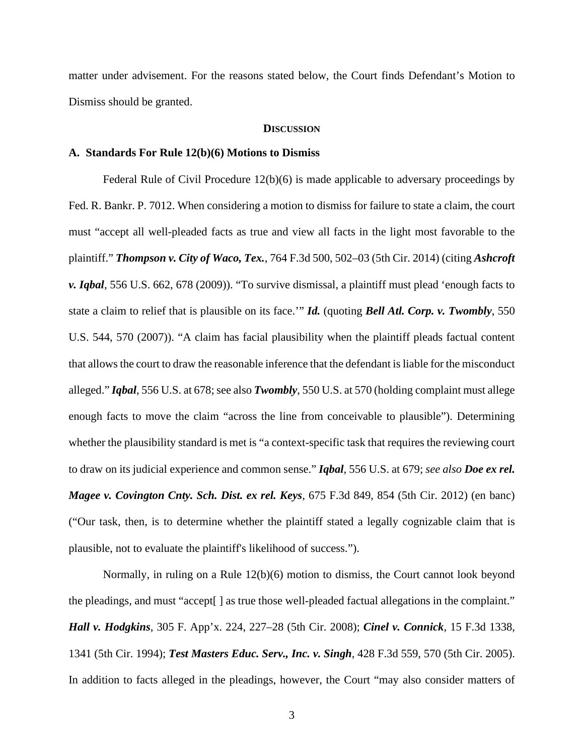matter under advisement. For the reasons stated below, the Court finds Defendant's Motion to Dismiss should be granted.

## DISCUSSION

### A. Standards For Rule 12(b)(6) Motions to Dismiss

Federal Rule of Civil Procedure 12(b)(6) is made applicable to adversary proceedings by Fed. R. Bankr. P. 7012. When considering a motion to dismiss for failure to state a claim, the court must "accept all well-pleaded facts as true and view all facts in the light most favorable to the plaintiff." ***Thompson v. City of Waco, Tex.***, 764 F.3d 500, 502–03 (5th Cir. 2014) (citing ***Ashcroft v. Iqbal***, 556 U.S. 662, 678 (2009)). "To survive dismissal, a plaintiff must plead 'enough facts to state a claim to relief that is plausible on its face.'" ***Id.*** (quoting ***Bell Atl. Corp. v. Twombly***, 550 U.S. 544, 570 (2007)). "A claim has facial plausibility when the plaintiff pleads factual content that allows the court to draw the reasonable inference that the defendant is liable for the misconduct alleged." ***Iqbal***, 556 U.S. at 678; see also ***Twombly***, 550 U.S. at 570 (holding complaint must allege enough facts to move the claim "across the line from conceivable to plausible"). Determining whether the plausibility standard is met is "a context-specific task that requires the reviewing court to draw on its judicial experience and common sense." ***Iqbal***, 556 U.S. at 679; *see also* ***Doe ex rel. Magee v. Covington Cnty. Sch. Dist. ex rel. Keys***, 675 F.3d 849, 854 (5th Cir. 2012) (en banc) ("Our task, then, is to determine whether the plaintiff stated a legally cognizable claim that is plausible, not to evaluate the plaintiff's likelihood of success.").

Normally, in ruling on a Rule 12(b)(6) motion to dismiss, the Court cannot look beyond the pleadings, and must "accept[ ] as true those well-pleaded factual allegations in the complaint." ***Hall v. Hodgkins***, 305 F. App'x. 224, 227–28 (5th Cir. 2008); ***Cinel v. Connick***, 15 F.3d 1338, 1341 (5th Cir. 1994); ***Test Masters Educ. Serv., Inc. v. Singh***, 428 F.3d 559, 570 (5th Cir. 2005). In addition to facts alleged in the pleadings, however, the Court "may also consider matters of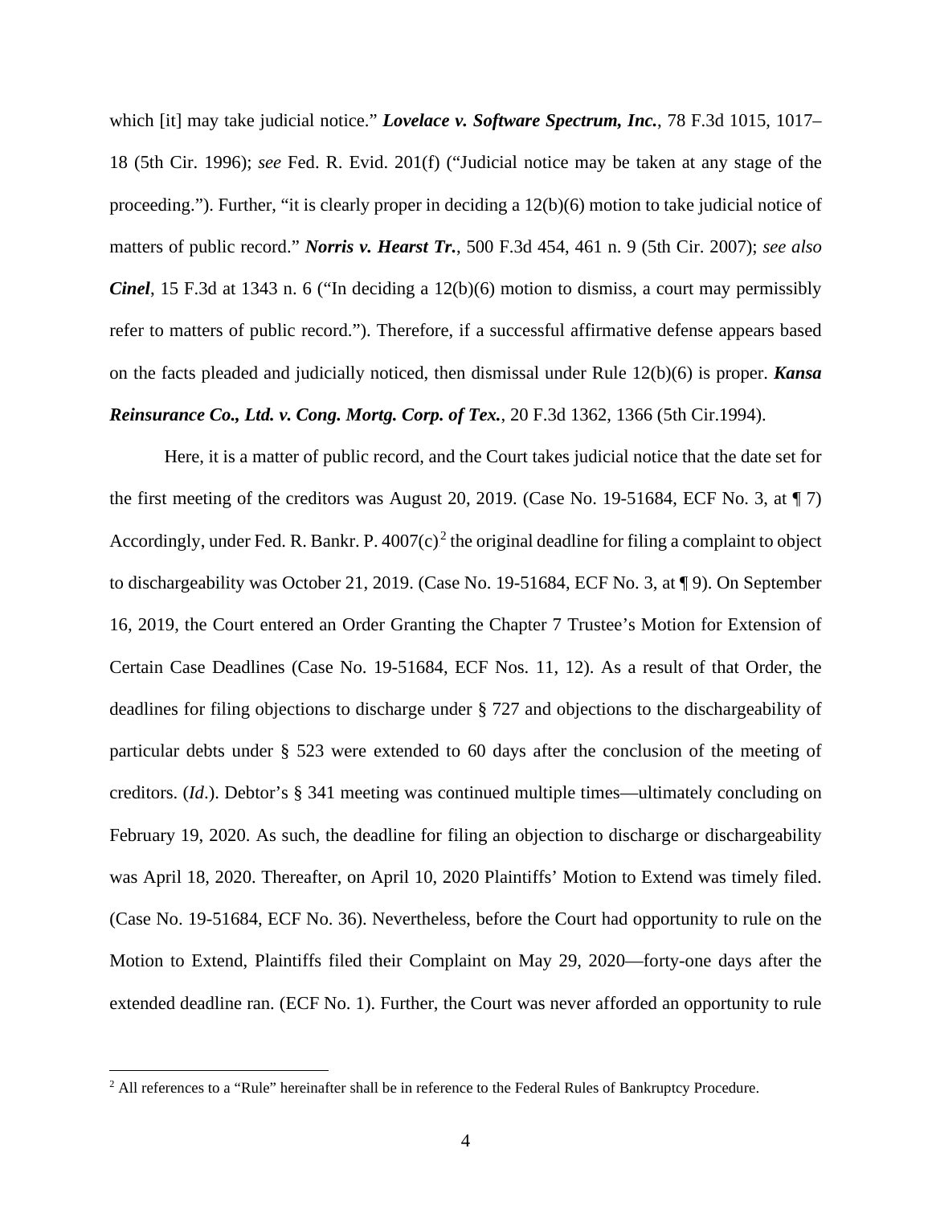which [it] may take judicial notice." ***Lovelace v. Software Spectrum, Inc.***, 78 F.3d 1015, 1017–18 (5th Cir. 1996); *see* Fed. R. Evid. 201(f) ("Judicial notice may be taken at any stage of the proceeding."). Further, "it is clearly proper in deciding a 12(b)(6) motion to take judicial notice of matters of public record." ***Norris v. Hearst Tr.***, 500 F.3d 454, 461 n. 9 (5th Cir. 2007); *see also* ***Cinel***, 15 F.3d at 1343 n. 6 ("In deciding a 12(b)(6) motion to dismiss, a court may permissibly refer to matters of public record."). Therefore, if a successful affirmative defense appears based on the facts pleaded and judicially noticed, then dismissal under Rule 12(b)(6) is proper. ***Kansa Reinsurance Co., Ltd. v. Cong. Mortg. Corp. of Tex.***, 20 F.3d 1362, 1366 (5th Cir.1994).

Here, it is a matter of public record, and the Court takes judicial notice that the date set for the first meeting of the creditors was August 20, 2019. (Case No. 19-51684, ECF No. 3, at ¶ 7) Accordingly, under Fed. R. Bankr. P. 4007(c)[2] the original deadline for filing a complaint to object to dischargeability was October 21, 2019. (Case No. 19-51684, ECF No. 3, at ¶ 9). On September 16, 2019, the Court entered an Order Granting the Chapter 7 Trustee's Motion for Extension of Certain Case Deadlines (Case No. 19-51684, ECF Nos. 11, 12). As a result of that Order, the deadlines for filing objections to discharge under § 727 and objections to the dischargeability of particular debts under § 523 were extended to 60 days after the conclusion of the meeting of creditors. (*Id*.). Debtor's § 341 meeting was continued multiple times—ultimately concluding on February 19, 2020. As such, the deadline for filing an objection to discharge or dischargeability was April 18, 2020. Thereafter, on April 10, 2020 Plaintiffs' Motion to Extend was timely filed. (Case No. 19-51684, ECF No. 36). Nevertheless, before the Court had opportunity to rule on the Motion to Extend, Plaintiffs filed their Complaint on May 29, 2020—forty-one days after the extended deadline ran. (ECF No. 1). Further, the Court was never afforded an opportunity to rule

[2] All references to a "Rule" hereinafter shall be in reference to the Federal Rules of Bankruptcy Procedure.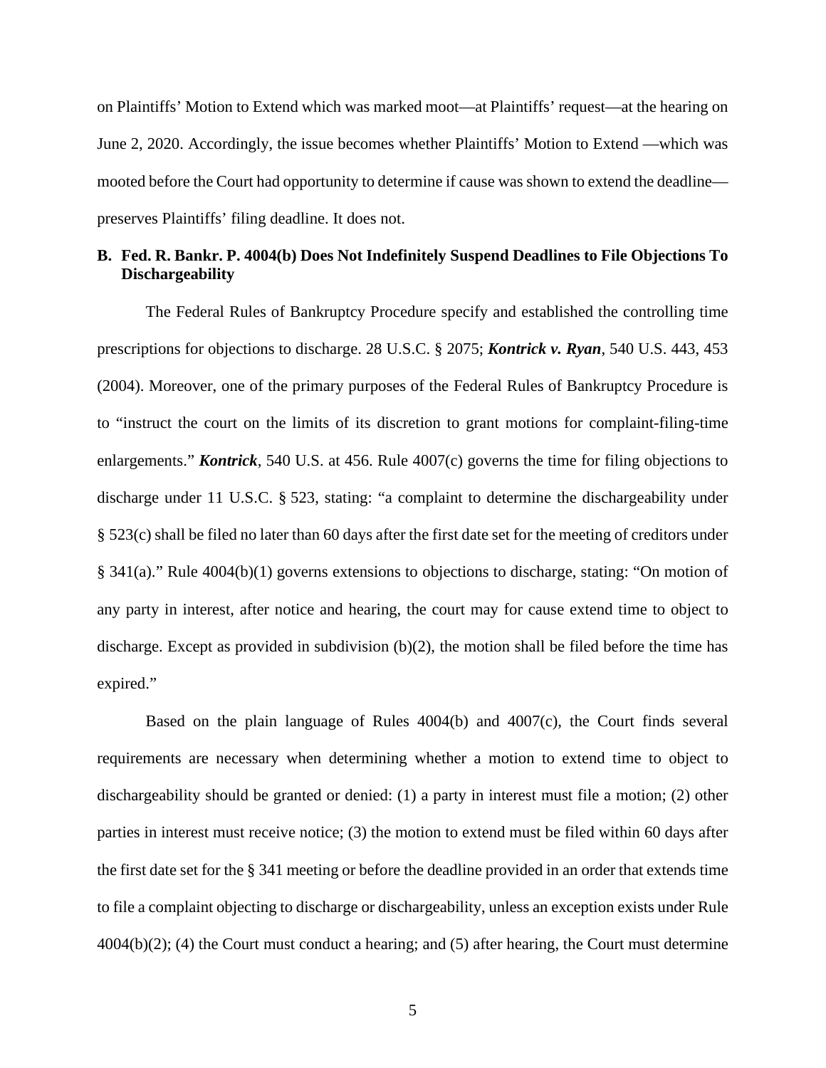on Plaintiffs' Motion to Extend which was marked moot—at Plaintiffs' request—at the hearing on June 2, 2020. Accordingly, the issue becomes whether Plaintiffs' Motion to Extend —which was mooted before the Court had opportunity to determine if cause was shown to extend the deadline—preserves Plaintiffs' filing deadline. It does not.

## B. Fed. R. Bankr. P. 4004(b) Does Not Indefinitely Suspend Deadlines to File Objections To Dischargeability

The Federal Rules of Bankruptcy Procedure specify and established the controlling time prescriptions for objections to discharge. 28 U.S.C. § 2075; ***Kontrick v. Ryan***, 540 U.S. 443, 453 (2004). Moreover, one of the primary purposes of the Federal Rules of Bankruptcy Procedure is to "instruct the court on the limits of its discretion to grant motions for complaint-filing-time enlargements." ***Kontrick***, 540 U.S. at 456. Rule 4007(c) governs the time for filing objections to discharge under 11 U.S.C. § 523, stating: "a complaint to determine the dischargeability under § 523(c) shall be filed no later than 60 days after the first date set for the meeting of creditors under § 341(a)." Rule 4004(b)(1) governs extensions to objections to discharge, stating: "On motion of any party in interest, after notice and hearing, the court may for cause extend time to object to discharge. Except as provided in subdivision (b)(2), the motion shall be filed before the time has expired."

Based on the plain language of Rules 4004(b) and 4007(c), the Court finds several requirements are necessary when determining whether a motion to extend time to object to dischargeability should be granted or denied: (1) a party in interest must file a motion; (2) other parties in interest must receive notice; (3) the motion to extend must be filed within 60 days after the first date set for the § 341 meeting or before the deadline provided in an order that extends time to file a complaint objecting to discharge or dischargeability, unless an exception exists under Rule 4004(b)(2); (4) the Court must conduct a hearing; and (5) after hearing, the Court must determine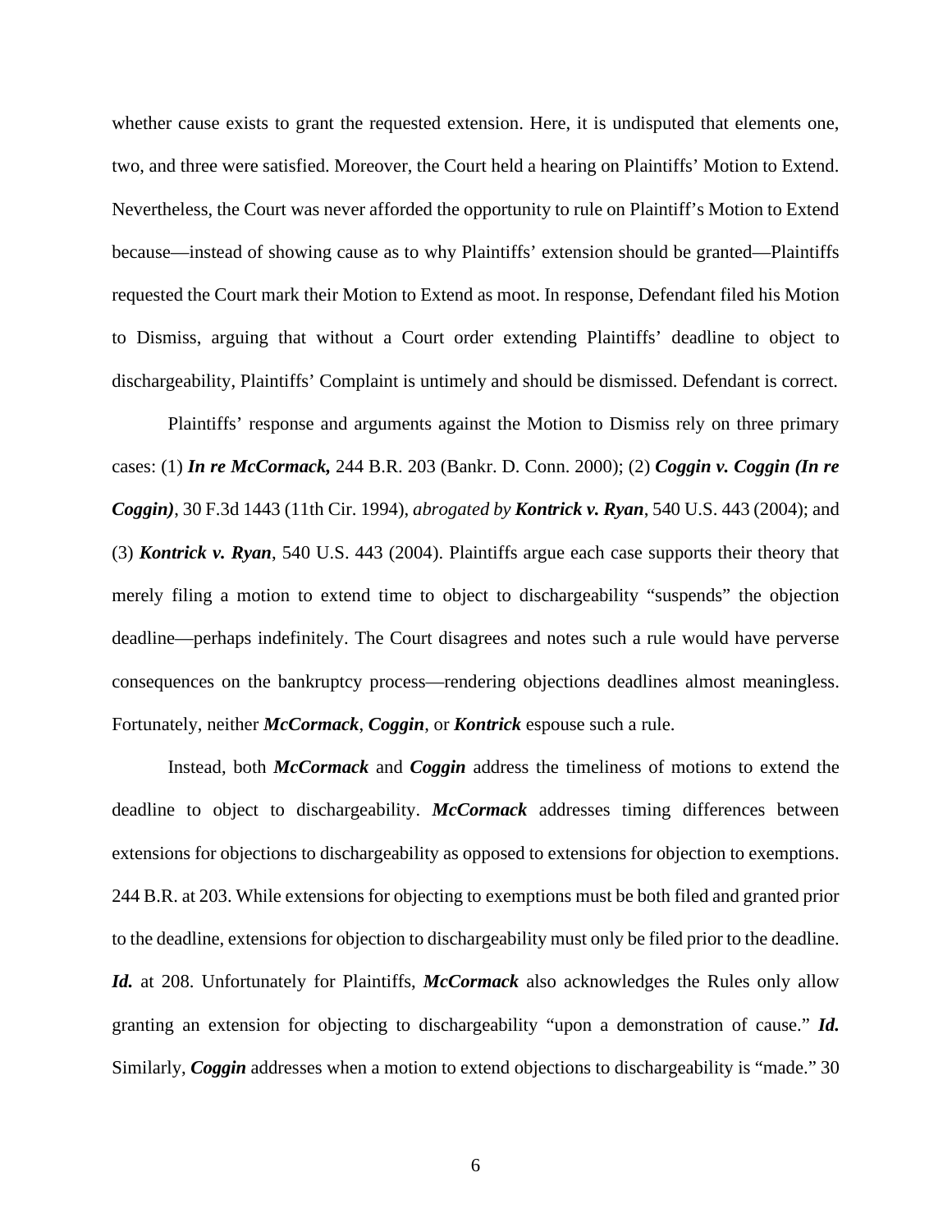whether cause exists to grant the requested extension. Here, it is undisputed that elements one, two, and three were satisfied. Moreover, the Court held a hearing on Plaintiffs' Motion to Extend. Nevertheless, the Court was never afforded the opportunity to rule on Plaintiff's Motion to Extend because—instead of showing cause as to why Plaintiffs' extension should be granted—Plaintiffs requested the Court mark their Motion to Extend as moot. In response, Defendant filed his Motion to Dismiss, arguing that without a Court order extending Plaintiffs' deadline to object to dischargeability, Plaintiffs' Complaint is untimely and should be dismissed. Defendant is correct.

Plaintiffs' response and arguments against the Motion to Dismiss rely on three primary cases: (1) ***In re McCormack,*** 244 B.R. 203 (Bankr. D. Conn. 2000); (2) ***Coggin v. Coggin (In re Coggin)***, 30 F.3d 1443 (11th Cir. 1994), *abrogated by* ***Kontrick v. Ryan***, 540 U.S. 443 (2004); and (3) ***Kontrick v. Ryan***, 540 U.S. 443 (2004). Plaintiffs argue each case supports their theory that merely filing a motion to extend time to object to dischargeability "suspends" the objection deadline—perhaps indefinitely. The Court disagrees and notes such a rule would have perverse consequences on the bankruptcy process—rendering objections deadlines almost meaningless. Fortunately, neither ***McCormack***, ***Coggin***, or ***Kontrick*** espouse such a rule.

Instead, both ***McCormack*** and ***Coggin*** address the timeliness of motions to extend the deadline to object to dischargeability. ***McCormack*** addresses timing differences between extensions for objections to dischargeability as opposed to extensions for objection to exemptions. 244 B.R. at 203. While extensions for objecting to exemptions must be both filed and granted prior to the deadline, extensions for objection to dischargeability must only be filed prior to the deadline. ***Id.*** at 208. Unfortunately for Plaintiffs, ***McCormack*** also acknowledges the Rules only allow granting an extension for objecting to dischargeability "upon a demonstration of cause." ***Id.*** Similarly, ***Coggin*** addresses when a motion to extend objections to dischargeability is "made." 30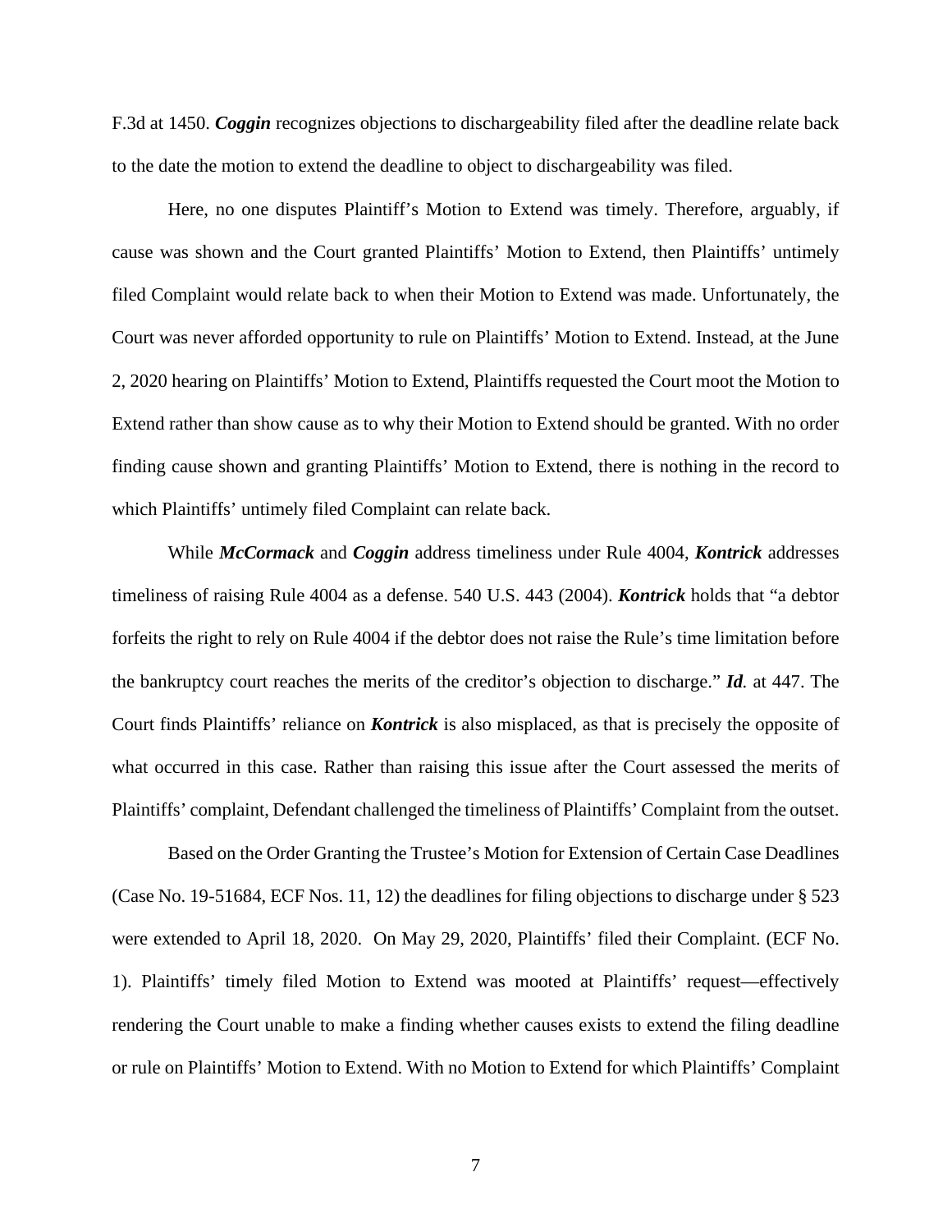F.3d at 1450. ***Coggin*** recognizes objections to dischargeability filed after the deadline relate back to the date the motion to extend the deadline to object to dischargeability was filed.

Here, no one disputes Plaintiff's Motion to Extend was timely. Therefore, arguably, if cause was shown and the Court granted Plaintiffs' Motion to Extend, then Plaintiffs' untimely filed Complaint would relate back to when their Motion to Extend was made. Unfortunately, the Court was never afforded opportunity to rule on Plaintiffs' Motion to Extend. Instead, at the June 2, 2020 hearing on Plaintiffs' Motion to Extend, Plaintiffs requested the Court moot the Motion to Extend rather than show cause as to why their Motion to Extend should be granted. With no order finding cause shown and granting Plaintiffs' Motion to Extend, there is nothing in the record to which Plaintiffs' untimely filed Complaint can relate back.

While ***McCormack*** and ***Coggin*** address timeliness under Rule 4004, ***Kontrick*** addresses timeliness of raising Rule 4004 as a defense. 540 U.S. 443 (2004). ***Kontrick*** holds that "a debtor forfeits the right to rely on Rule 4004 if the debtor does not raise the Rule's time limitation before the bankruptcy court reaches the merits of the creditor's objection to discharge." ***Id.*** at 447. The Court finds Plaintiffs' reliance on ***Kontrick*** is also misplaced, as that is precisely the opposite of what occurred in this case. Rather than raising this issue after the Court assessed the merits of Plaintiffs' complaint, Defendant challenged the timeliness of Plaintiffs' Complaint from the outset.

Based on the Order Granting the Trustee's Motion for Extension of Certain Case Deadlines (Case No. 19-51684, ECF Nos. 11, 12) the deadlines for filing objections to discharge under § 523 were extended to April 18, 2020. On May 29, 2020, Plaintiffs' filed their Complaint. (ECF No. 1). Plaintiffs' timely filed Motion to Extend was mooted at Plaintiffs' request—effectively rendering the Court unable to make a finding whether causes exists to extend the filing deadline or rule on Plaintiffs' Motion to Extend. With no Motion to Extend for which Plaintiffs' Complaint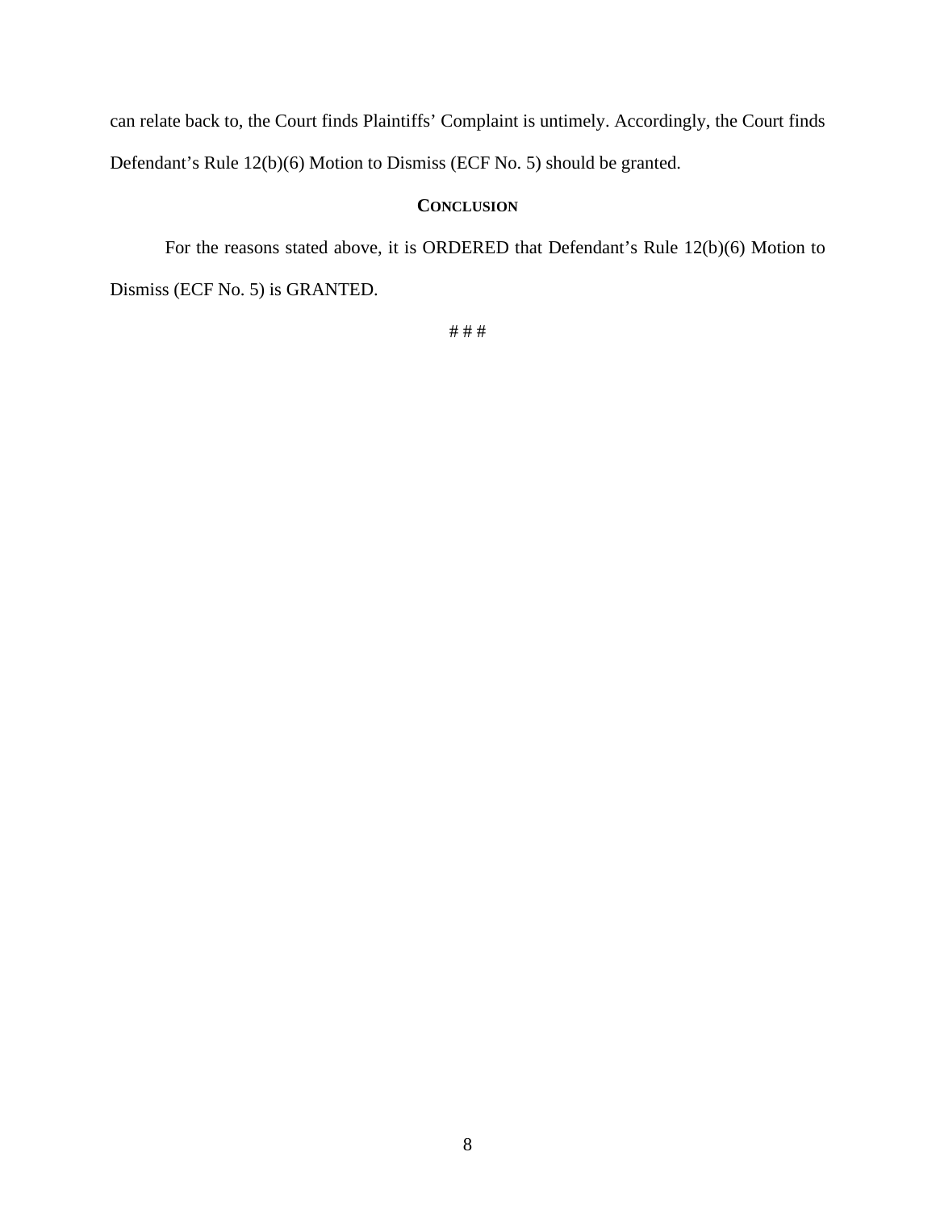can relate back to, the Court finds Plaintiffs' Complaint is untimely. Accordingly, the Court finds Defendant's Rule 12(b)(6) Motion to Dismiss (ECF No. 5) should be granted.

## CONCLUSION

For the reasons stated above, it is ORDERED that Defendant's Rule 12(b)(6) Motion to Dismiss (ECF No. 5) is GRANTED.

# # #